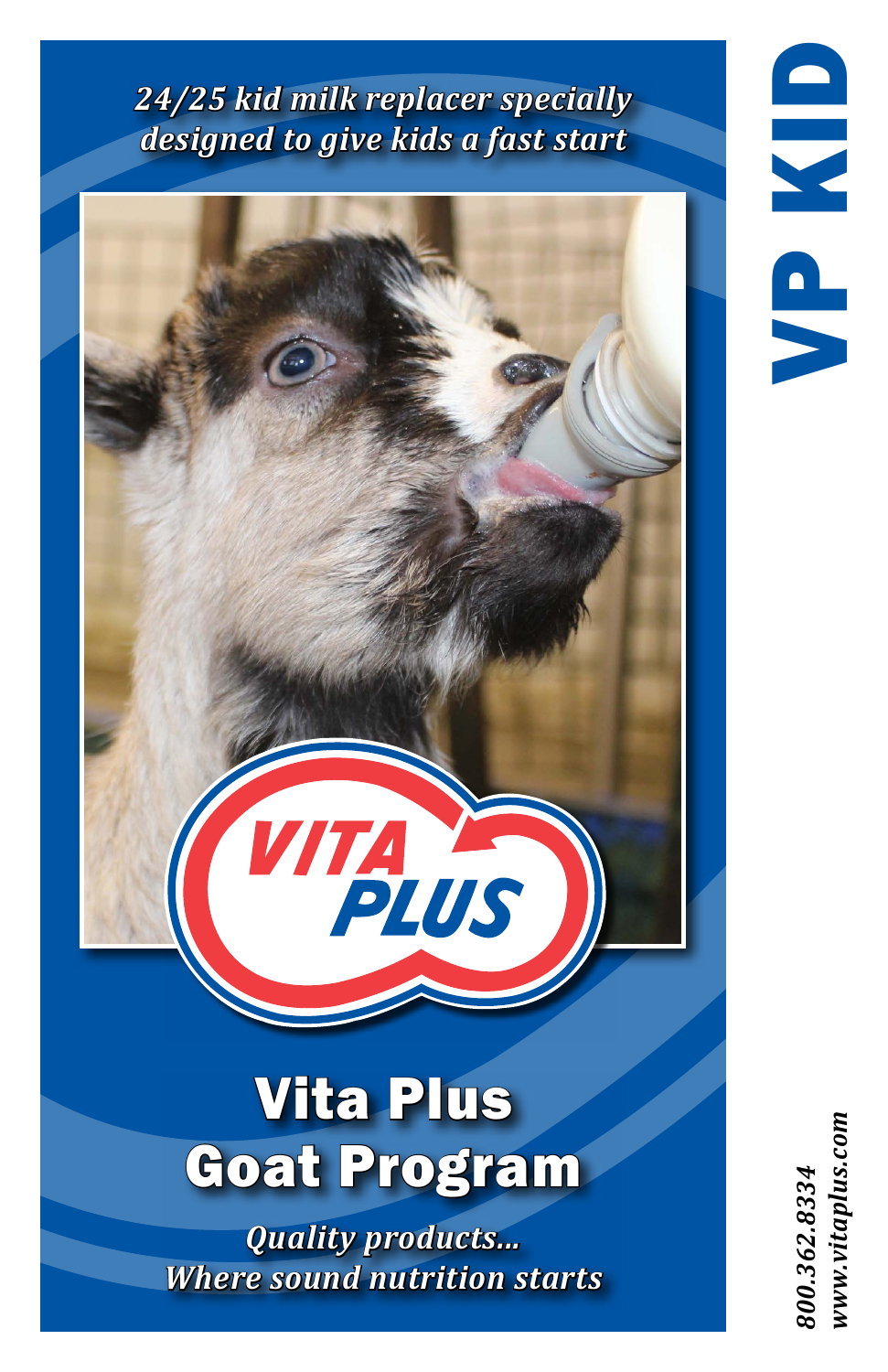*24/25 kid milk replacer specially designed to give kids a fast start*

VITA PLUS

# Vita Plus Goat Program

*Quality products... Where sound nutrition starts*

# VP KID

*800.362.8334*
*www.vitaplus.com*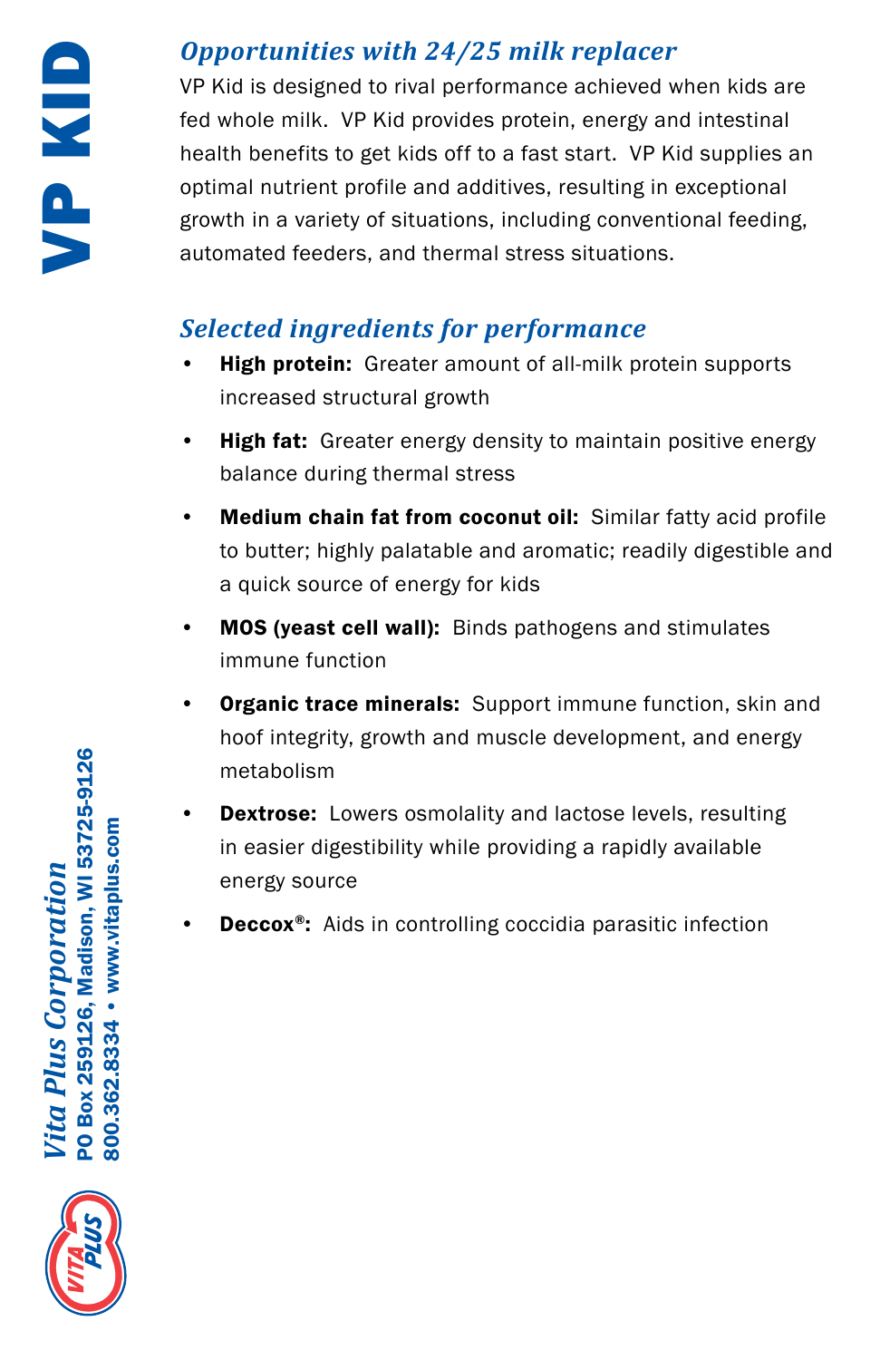# VP KID

## Opportunities with 24/25 milk replacer

VP Kid is designed to rival performance achieved when kids are fed whole milk. VP Kid provides protein, energy and intestinal health benefits to get kids off to a fast start. VP Kid supplies an optimal nutrient profile and additives, resulting in exceptional growth in a variety of situations, including conventional feeding, automated feeders, and thermal stress situations.

## Selected ingredients for performance

- **High protein:** Greater amount of all-milk protein supports increased structural growth
- **High fat:** Greater energy density to maintain positive energy balance during thermal stress
- **Medium chain fat from coconut oil:** Similar fatty acid profile to butter; highly palatable and aromatic; readily digestible and a quick source of energy for kids
- **MOS (yeast cell wall):** Binds pathogens and stimulates immune function
- **Organic trace minerals:** Support immune function, skin and hoof integrity, growth and muscle development, and energy metabolism
- **Dextrose:** Lowers osmolality and lactose levels, resulting in easier digestibility while providing a rapidly available energy source
- **Deccox®:** Aids in controlling coccidia parasitic infection

*Vita Plus Corporation*
**PO Box 259126, Madison, WI 53725-9126**
**800.362.8334 • www.vitaplus.com**